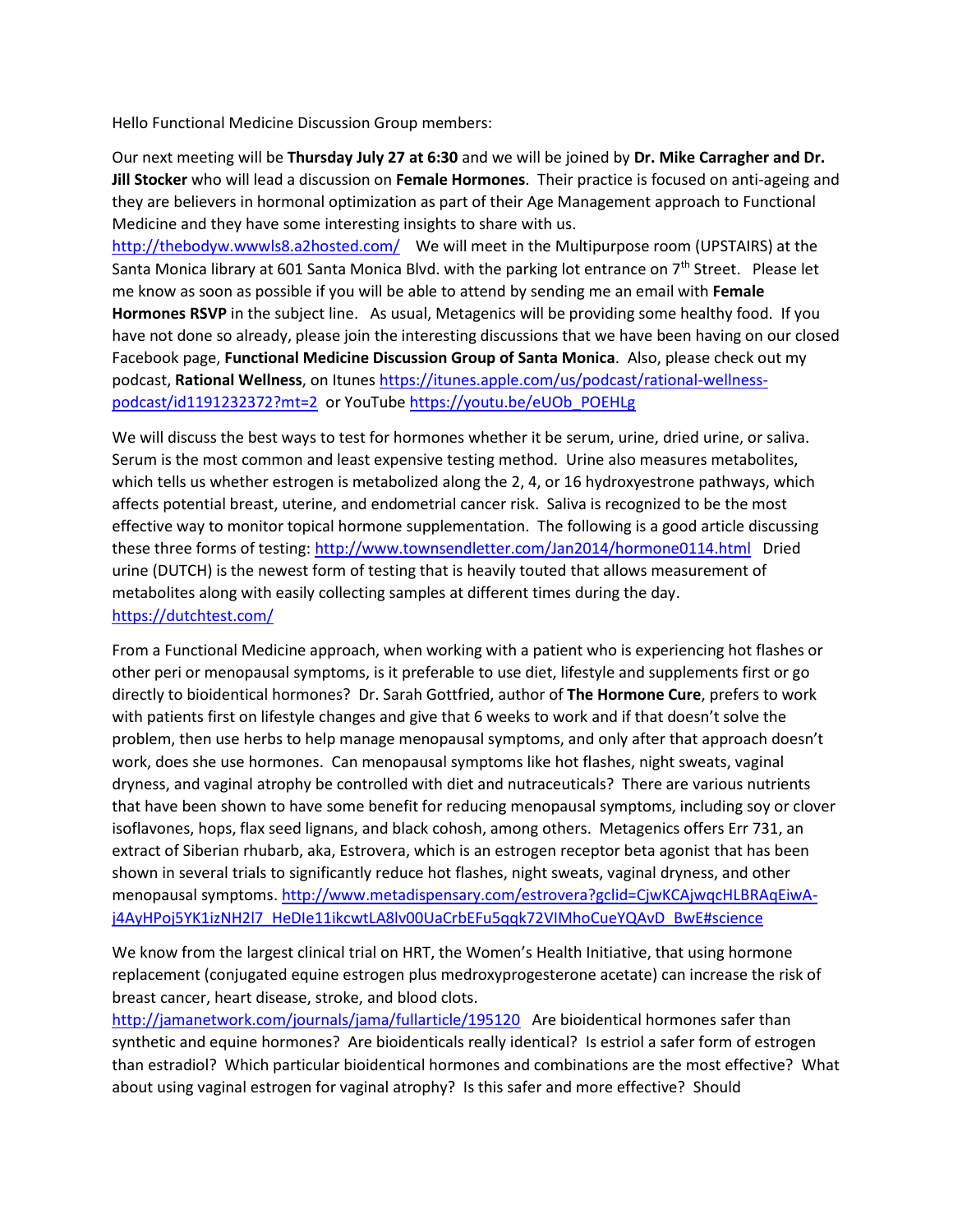Hello Functional Medicine Discussion Group members:

Our next meeting will be **Thursday July 27 at 6:30** and we will be joined by **Dr. Mike Carragher and Dr. Jill Stocker** who will lead a discussion on **Female Hormones**. Their practice is focused on anti-ageing and they are believers in hormonal optimization as part of their Age Management approach to Functional Medicine and they have some interesting insights to share with us. http://thebodyw.wwwls8.a2hosted.com/ We will meet in the Multipurpose room (UPSTAIRS) at the Santa Monica library at 601 Santa Monica Blvd. with the parking lot entrance on 7th Street. Please let me know as soon as possible if you will be able to attend by sending me an email with **Female Hormones RSVP** in the subject line. As usual, Metagenics will be providing some healthy food. If you have not done so already, please join the interesting discussions that we have been having on our closed Facebook page, **Functional Medicine Discussion Group of Santa Monica**. Also, please check out my podcast, **Rational Wellness**, on Itunes https://itunes.apple.com/us/podcast/rational-wellness-podcast/id1191232372?mt=2 or YouTube https://youtu.be/eUOb_POEHLg

We will discuss the best ways to test for hormones whether it be serum, urine, dried urine, or saliva. Serum is the most common and least expensive testing method. Urine also measures metabolites, which tells us whether estrogen is metabolized along the 2, 4, or 16 hydroxyestrone pathways, which affects potential breast, uterine, and endometrial cancer risk. Saliva is recognized to be the most effective way to monitor topical hormone supplementation. The following is a good article discussing these three forms of testing: http://www.townsendletter.com/Jan2014/hormone0114.html Dried urine (DUTCH) is the newest form of testing that is heavily touted that allows measurement of metabolites along with easily collecting samples at different times during the day. https://dutchtest.com/

From a Functional Medicine approach, when working with a patient who is experiencing hot flashes or other peri or menopausal symptoms, is it preferable to use diet, lifestyle and supplements first or go directly to bioidentical hormones? Dr. Sarah Gottfried, author of **The Hormone Cure**, prefers to work with patients first on lifestyle changes and give that 6 weeks to work and if that doesn't solve the problem, then use herbs to help manage menopausal symptoms, and only after that approach doesn't work, does she use hormones. Can menopausal symptoms like hot flashes, night sweats, vaginal dryness, and vaginal atrophy be controlled with diet and nutraceuticals? There are various nutrients that have been shown to have some benefit for reducing menopausal symptoms, including soy or clover isoflavones, hops, flax seed lignans, and black cohosh, among others. Metagenics offers Err 731, an extract of Siberian rhubarb, aka, Estrovera, which is an estrogen receptor beta agonist that has been shown in several trials to significantly reduce hot flashes, night sweats, vaginal dryness, and other menopausal symptoms. http://www.metadispensary.com/estrovera?gclid=CjwKCAjwqcHLBRAqEiwA-j4AyHPoj5YK1izNH2l7_HeDIe11ikcwtLA8lv00UaCrbEFu5qqk72VIMhoCueYQAvD_BwE#science

We know from the largest clinical trial on HRT, the Women's Health Initiative, that using hormone replacement (conjugated equine estrogen plus medroxyprogesterone acetate) can increase the risk of breast cancer, heart disease, stroke, and blood clots. http://jamanetwork.com/journals/jama/fullarticle/195120 Are bioidentical hormones safer than synthetic and equine hormones? Are bioidenticals really identical? Is estriol a safer form of estrogen than estradiol? Which particular bioidentical hormones and combinations are the most effective? What about using vaginal estrogen for vaginal atrophy? Is this safer and more effective? Should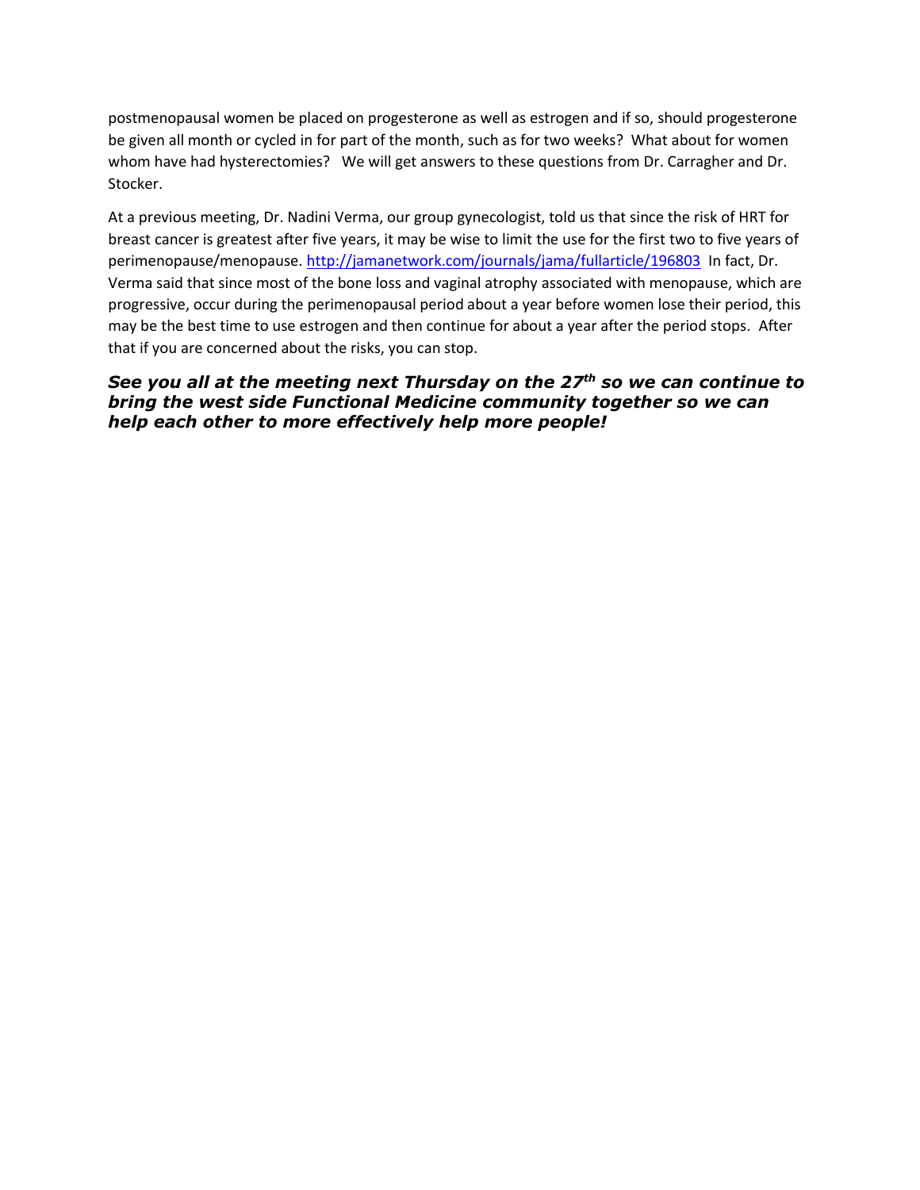postmenopausal women be placed on progesterone as well as estrogen and if so, should progesterone be given all month or cycled in for part of the month, such as for two weeks? What about for women whom have had hysterectomies? We will get answers to these questions from Dr. Carragher and Dr. Stocker.

At a previous meeting, Dr. Nadini Verma, our group gynecologist, told us that since the risk of HRT for breast cancer is greatest after five years, it may be wise to limit the use for the first two to five years of perimenopause/menopause. http://jamanetwork.com/journals/jama/fullarticle/196803 In fact, Dr. Verma said that since most of the bone loss and vaginal atrophy associated with menopause, which are progressive, occur during the perimenopausal period about a year before women lose their period, this may be the best time to use estrogen and then continue for about a year after the period stops. After that if you are concerned about the risks, you can stop.

***See you all at the meeting next Thursday on the 27th so we can continue to bring the west side Functional Medicine community together so we can help each other to more effectively help more people!***